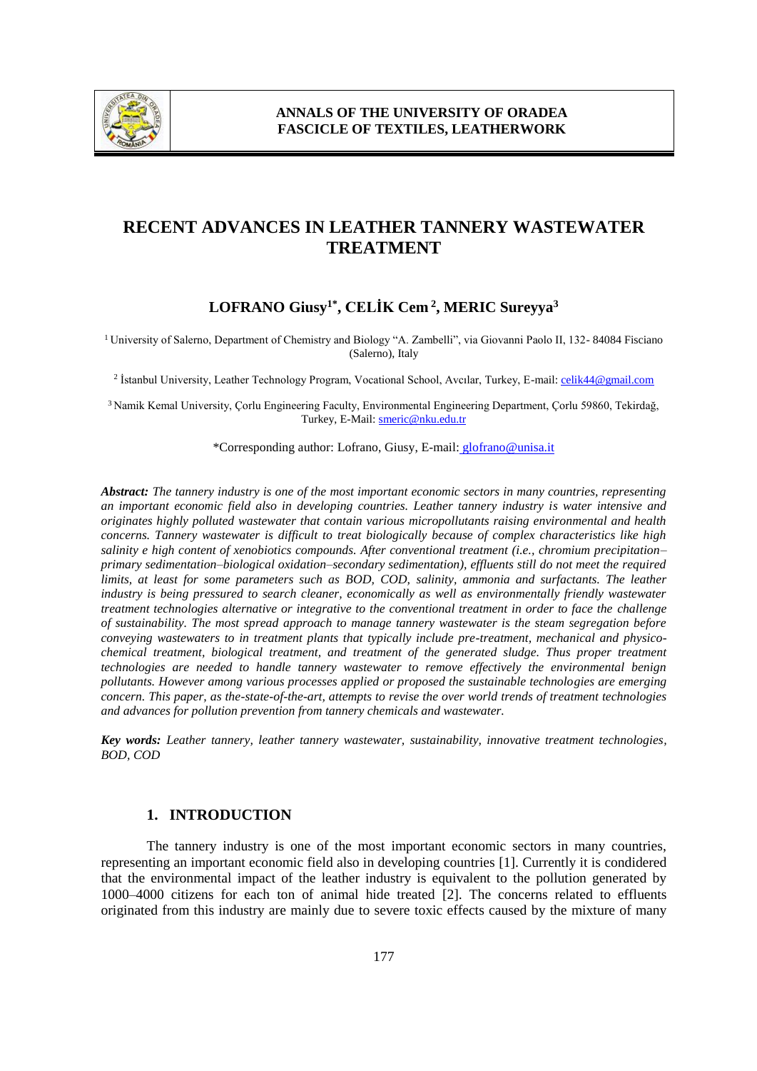# RECENT ADVANCES IN LEATHER TANNERY WASTEWATER TREATMENT

## LOFRANO Giusy[1*], CELİK Cem[2], MERIC Sureyya[3]

[1] University of Salerno, Department of Chemistry and Biology "A. Zambelli", via Giovanni Paolo II, 132- 84084 Fisciano (Salerno), Italy

[2] İstanbul University, Leather Technology Program, Vocational School, Avcılar, Turkey, E-mail: celik44@gmail.com

[3] Namik Kemal University, Çorlu Engineering Faculty, Environmental Engineering Department, Çorlu 59860, Tekirdağ, Turkey, E-Mail: smeric@nku.edu.tr

*Corresponding author: Lofrano, Giusy, E-mail: glofrano@unisa.it

***Abstract:*** *The tannery industry is one of the most important economic sectors in many countries, representing an important economic field also in developing countries. Leather tannery industry is water intensive and originates highly polluted wastewater that contain various micropollutants raising environmental and health concerns. Tannery wastewater is difficult to treat biologically because of complex characteristics like high salinity e high content of xenobiotics compounds. After conventional treatment (i.e., chromium precipitation–primary sedimentation–biological oxidation–secondary sedimentation), effluents still do not meet the required limits, at least for some parameters such as BOD, COD, salinity, ammonia and surfactants. The leather industry is being pressured to search cleaner, economically as well as environmentally friendly wastewater treatment technologies alternative or integrative to the conventional treatment in order to face the challenge of sustainability. The most spread approach to manage tannery wastewater is the steam segregation before conveying wastewaters to in treatment plants that typically include pre-treatment, mechanical and physico-chemical treatment, biological treatment, and treatment of the generated sludge. Thus proper treatment technologies are needed to handle tannery wastewater to remove effectively the environmental benign pollutants. However among various processes applied or proposed the sustainable technologies are emerging concern. This paper, as the-state-of-the-art, attempts to revise the over world trends of treatment technologies and advances for pollution prevention from tannery chemicals and wastewater.*

***Key words:*** *Leather tannery, leather tannery wastewater, sustainability, innovative treatment technologies, BOD, COD*

## 1. INTRODUCTION

The tannery industry is one of the most important economic sectors in many countries, representing an important economic field also in developing countries [1]. Currently it is condidered that the environmental impact of the leather industry is equivalent to the pollution generated by 1000–4000 citizens for each ton of animal hide treated [2]. The concerns related to effluents originated from this industry are mainly due to severe toxic effects caused by the mixture of many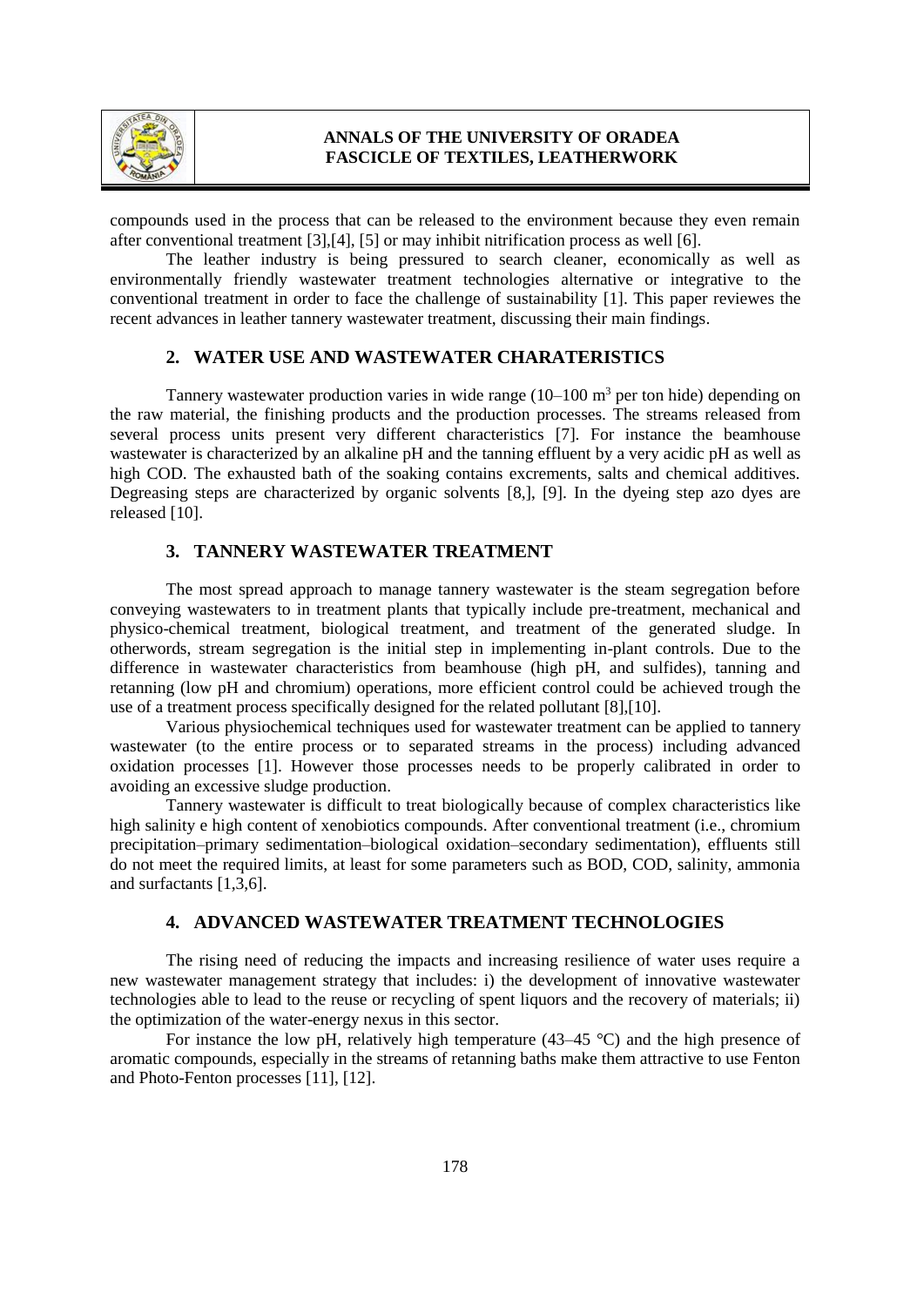compounds used in the process that can be released to the environment because they even remain after conventional treatment [3],[4], [5] or may inhibit nitrification process as well [6].

The leather industry is being pressured to search cleaner, economically as well as environmentally friendly wastewater treatment technologies alternative or integrative to the conventional treatment in order to face the challenge of sustainability [1]. This paper reviewes the recent advances in leather tannery wastewater treatment, discussing their main findings.

## 2. WATER USE AND WASTEWATER CHARATERISTICS

Tannery wastewater production varies in wide range (10–100 $m^3$ per ton hide) depending on the raw material, the finishing products and the production processes. The streams released from several process units present very different characteristics [7]. For instance the beamhouse wastewater is characterized by an alkaline pH and the tanning effluent by a very acidic pH as well as high COD. The exhausted bath of the soaking contains excrements, salts and chemical additives. Degreasing steps are characterized by organic solvents [8,], [9]. In the dyeing step azo dyes are released [10].

## 3. TANNERY WASTEWATER TREATMENT

The most spread approach to manage tannery wastewater is the steam segregation before conveying wastewaters to in treatment plants that typically include pre-treatment, mechanical and physico-chemical treatment, biological treatment, and treatment of the generated sludge. In otherwords, stream segregation is the initial step in implementing in-plant controls. Due to the difference in wastewater characteristics from beamhouse (high pH, and sulfides), tanning and retanning (low pH and chromium) operations, more efficient control could be achieved trough the use of a treatment process specifically designed for the related pollutant [8],[10].

Various physiochemical techniques used for wastewater treatment can be applied to tannery wastewater (to the entire process or to separated streams in the process) including advanced oxidation processes [1]. However those processes needs to be properly calibrated in order to avoiding an excessive sludge production.

Tannery wastewater is difficult to treat biologically because of complex characteristics like high salinity e high content of xenobiotics compounds. After conventional treatment (i.e., chromium precipitation–primary sedimentation–biological oxidation–secondary sedimentation), effluents still do not meet the required limits, at least for some parameters such as BOD, COD, salinity, ammonia and surfactants [1,3,6].

## 4. ADVANCED WASTEWATER TREATMENT TECHNOLOGIES

The rising need of reducing the impacts and increasing resilience of water uses require a new wastewater management strategy that includes: i) the development of innovative wastewater technologies able to lead to the reuse or recycling of spent liquors and the recovery of materials; ii) the optimization of the water-energy nexus in this sector.

For instance the low pH, relatively high temperature (43–45 °C) and the high presence of aromatic compounds, especially in the streams of retanning baths make them attractive to use Fenton and Photo-Fenton processes [11], [12].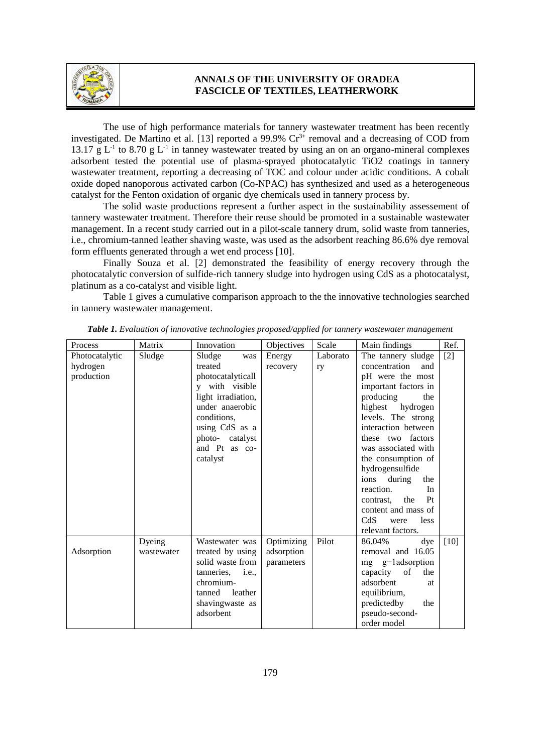The use of high performance materials for tannery wastewater treatment has been recently investigated. De Martino et al. [13] reported a 99.9% $Cr^{3+}$ removal and a decreasing of COD from 13.17 g $L^{-1}$ to 8.70 g $L^{-1}$ in tanney wastewater treated by using an on an organo-mineral complexes adsorbent tested the potential use of plasma-sprayed photocatalytic TiO2 coatings in tannery wastewater treatment, reporting a decreasing of TOC and colour under acidic conditions. A cobalt oxide doped nanoporous activated carbon (Co-NPAC) has synthesized and used as a heterogeneous catalyst for the Fenton oxidation of organic dye chemicals used in tannery process by.

The solid waste productions represent a further aspect in the sustainability assessement of tannery wastewater treatment. Therefore their reuse should be promoted in a sustainable wastewater management. In a recent study carried out in a pilot-scale tannery drum, solid waste from tanneries, i.e., chromium-tanned leather shaving waste, was used as the adsorbent reaching 86.6% dye removal form effluents generated through a wet end process [10].

Finally Souza et al. [2] demonstrated the feasibility of energy recovery through the photocatalytic conversion of sulfide-rich tannery sludge into hydrogen using CdS as a photocatalyst, platinum as a co-catalyst and visible light.

Table 1 gives a cumulative comparison approach to the the innovative technologies searched in tannery wastewater management.

***Table 1.*** *Evaluation of innovative technologies proposed/applied for tannery wastewater management*

| Process | Matrix | Innovation | Objectives | Scale | Main findings | Ref. |
|---|---|---|---|---|---|---|
| Photocatalytic hydrogen production | Sludge | Sludge was treated photocatalytically with visible light irradiation, under anaerobic conditions, using CdS as a photo- catalyst and Pt as co-catalyst | Energy recovery | Laboratory | The tannery sludge concentration and pH were the most important factors in producing the highest hydrogen levels. The strong interaction between these two factors was associated with the consumption of hydrogensulfide ions during the reaction. In contrast, the Pt content and mass of CdS were less relevant factors. | [2] |
| Adsorption | Dyeing wastewater | Wastewater was treated by using solid waste from tanneries, i.e., chromium-tanned leather shavingwaste as adsorbent | Optimizing adsorption parameters | Pilot | 86.04% dye removal and 16.05 mg g−1adsorption capacity of the adsorbent at equilibrium, predictedby the pseudo-second-order model | [10] |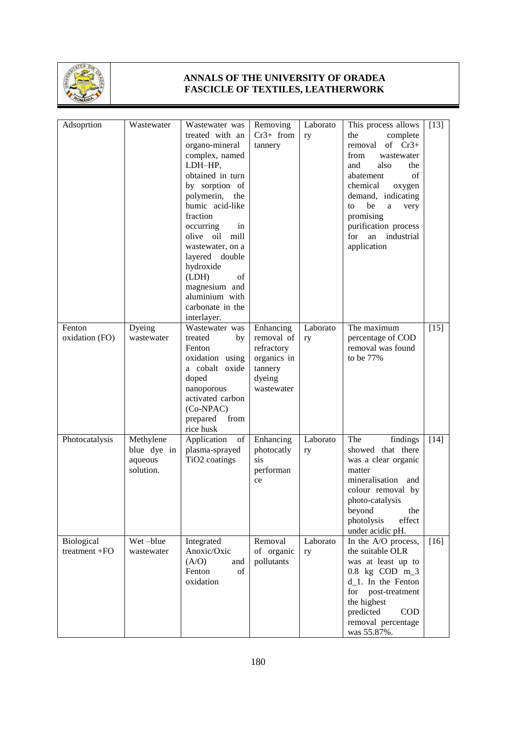| Adsoprtion | Wastewater | Wastewater was treated with an organo-mineral complex, named LDH–HP, obtained in turn by sorption of polymerin, the humic acid-like fraction occurring in olive oil mill wastewater, on a layered double hydroxide (LDH) of magnesium and aluminium with carbonate in the interlayer. | Removing $Cr^{3+}$ from tannery | Laboratory | This process allows the complete removal of $Cr^{3+}$ from wastewater and also the abatement of chemical oxygen demand, indicating to be a very promising purification process for an industrial application | [13] |
|---|---|---|---|---|---|---|
| Fenton oxidation (FO) | Dyeing wastewater | Wastewater was treated by Fenton oxidation using a cobalt oxide doped nanoporous activated carbon (Co-NPAC) prepared from rice husk | Enhancing removal of refractory organics in tannery dyeing wastewater | Laboratory | The maximum percentage of COD removal was found to be 77% | [15] |
| Photocatalysis | Methylene blue dye in aqueous solution. | Application of plasma-sprayed $TiO_2$ coatings | Enhancing photocatlysis performance | Laboratory | The findings showed that there was a clear organic matter mineralisation and colour removal by photo-catalysis beyond the photolysis effect under acidic pH. | [14] |
| Biological treatment +FO | Wet –blue wastewater | Integrated Anoxic/Oxic (A/O) and Fenton of oxidation | Removal of organic pollutants | Laboratory | In the A/O process, the suitable OLR was at least up to 0.8 kg COD m_3 d_1. In the Fenton for post-treatment the highest predicted COD removal percentage was 55.87%. | [16] |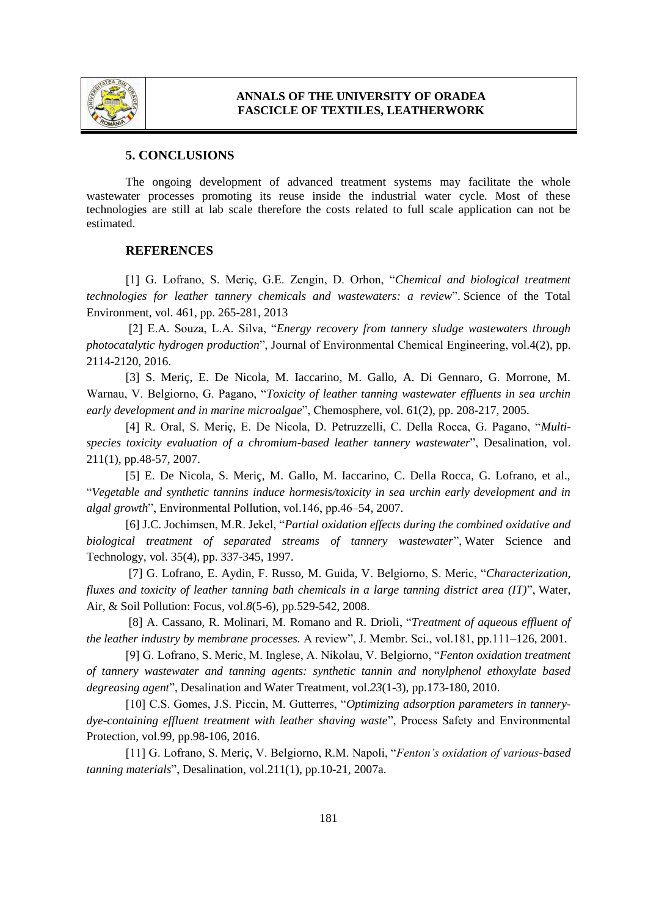## 5. CONCLUSIONS

The ongoing development of advanced treatment systems may facilitate the whole wastewater processes promoting its reuse inside the industrial water cycle. Most of these technologies are still at lab scale therefore the costs related to full scale application can not be estimated.

## REFERENCES

[1] G. Lofrano, S. Meriç, G.E. Zengin, D. Orhon, "*Chemical and biological treatment technologies for leather tannery chemicals and wastewaters: a review*". Science of the Total Environment, vol. 461, pp. 265-281, 2013

[2] E.A. Souza, L.A. Silva, "*Energy recovery from tannery sludge wastewaters through photocatalytic hydrogen production*", Journal of Environmental Chemical Engineering, vol.4(2), pp. 2114-2120, 2016.

[3] S. Meriç, E. De Nicola, M. Iaccarino, M. Gallo, A. Di Gennaro, G. Morrone, M. Warnau, V. Belgiorno, G. Pagano, "*Toxicity of leather tanning wastewater effluents in sea urchin early development and in marine microalgae*", Chemosphere, vol. 61(2), pp. 208-217, 2005.

[4] R. Oral, S. Meriç, E. De Nicola, D. Petruzzelli, C. Della Rocca, G. Pagano, "*Multi-species toxicity evaluation of a chromium-based leather tannery wastewater*", Desalination, vol. 211(1), pp.48-57, 2007.

[5] E. De Nicola, S. Meriç, M. Gallo, M. Iaccarino, C. Della Rocca, G. Lofrano, et al., "*Vegetable and synthetic tannins induce hormesis/toxicity in sea urchin early development and in algal growth*", Environmental Pollution, vol.146, pp.46–54, 2007.

[6] J.C. Jochimsen, M.R. Jekel, "*Partial oxidation effects during the combined oxidative and biological treatment of separated streams of tannery wastewater*", Water Science and Technology, vol. 35(4), pp. 337-345, 1997.

[7] G. Lofrano, E. Aydin, F. Russo, M. Guida, V. Belgiorno, S. Meric, "*Characterization, fluxes and toxicity of leather tanning bath chemicals in a large tanning district area (IT)*", Water, Air, & Soil Pollution: Focus, vol.*8*(5-6), pp.529-542, 2008.

[8] A. Cassano, R. Molinari, M. Romano and R. Drioli, "*Treatment of aqueous effluent of the leather industry by membrane processes.* A review", J. Membr. Sci., vol.181, pp.111–126, 2001.

[9] G. Lofrano, S. Meric, M. Inglese, A. Nikolau, V. Belgiorno, "*Fenton oxidation treatment of tannery wastewater and tanning agents: synthetic tannin and nonylphenol ethoxylate based degreasing agent*", Desalination and Water Treatment, vol.*23*(1-3), pp.173-180, 2010.

[10] C.S. Gomes, J.S. Piccin, M. Gutterres, "*Optimizing adsorption parameters in tannery-dye-containing effluent treatment with leather shaving waste*", Process Safety and Environmental Protection, vol.99, pp.98-106, 2016.

[11] G. Lofrano, S. Meriç, V. Belgiorno, R.M. Napoli, "*Fenton's oxidation of various-based tanning materials*", Desalination, vol.211(1), pp.10-21, 2007a.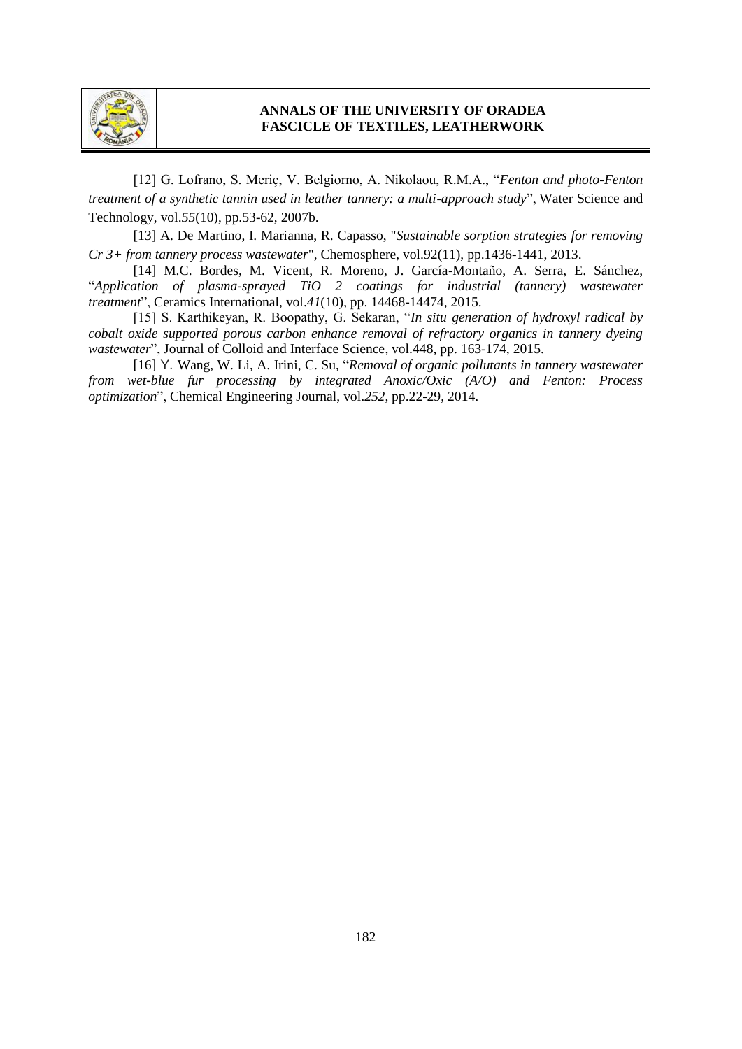[12] G. Lofrano, S. Meriç, V. Belgiorno, A. Nikolaou, R.M.A., "*Fenton and photo-Fenton treatment of a synthetic tannin used in leather tannery: a multi-approach study*", Water Science and Technology, vol.*55*(10), pp.53-62, 2007b.

[13] A. De Martino, I. Marianna, R. Capasso, "*Sustainable sorption strategies for removing Cr 3+ from tannery process wastewater*", Chemosphere, vol.92(11), pp.1436-1441, 2013.

[14] M.C. Bordes, M. Vicent, R. Moreno, J. García-Montaño, A. Serra, E. Sánchez, "*Application of plasma-sprayed TiO 2 coatings for industrial (tannery) wastewater treatment*", Ceramics International, vol.*41*(10), pp. 14468-14474, 2015.

[15] S. Karthikeyan, R. Boopathy, G. Sekaran, "*In situ generation of hydroxyl radical by cobalt oxide supported porous carbon enhance removal of refractory organics in tannery dyeing wastewater*", Journal of Colloid and Interface Science, vol.448, pp. 163-174, 2015.

[16] Y. Wang, W. Li, A. Irini, C. Su, "*Removal of organic pollutants in tannery wastewater from wet-blue fur processing by integrated Anoxic/Oxic (A/O) and Fenton: Process optimization*", Chemical Engineering Journal, vol.*252*, pp.22-29, 2014.